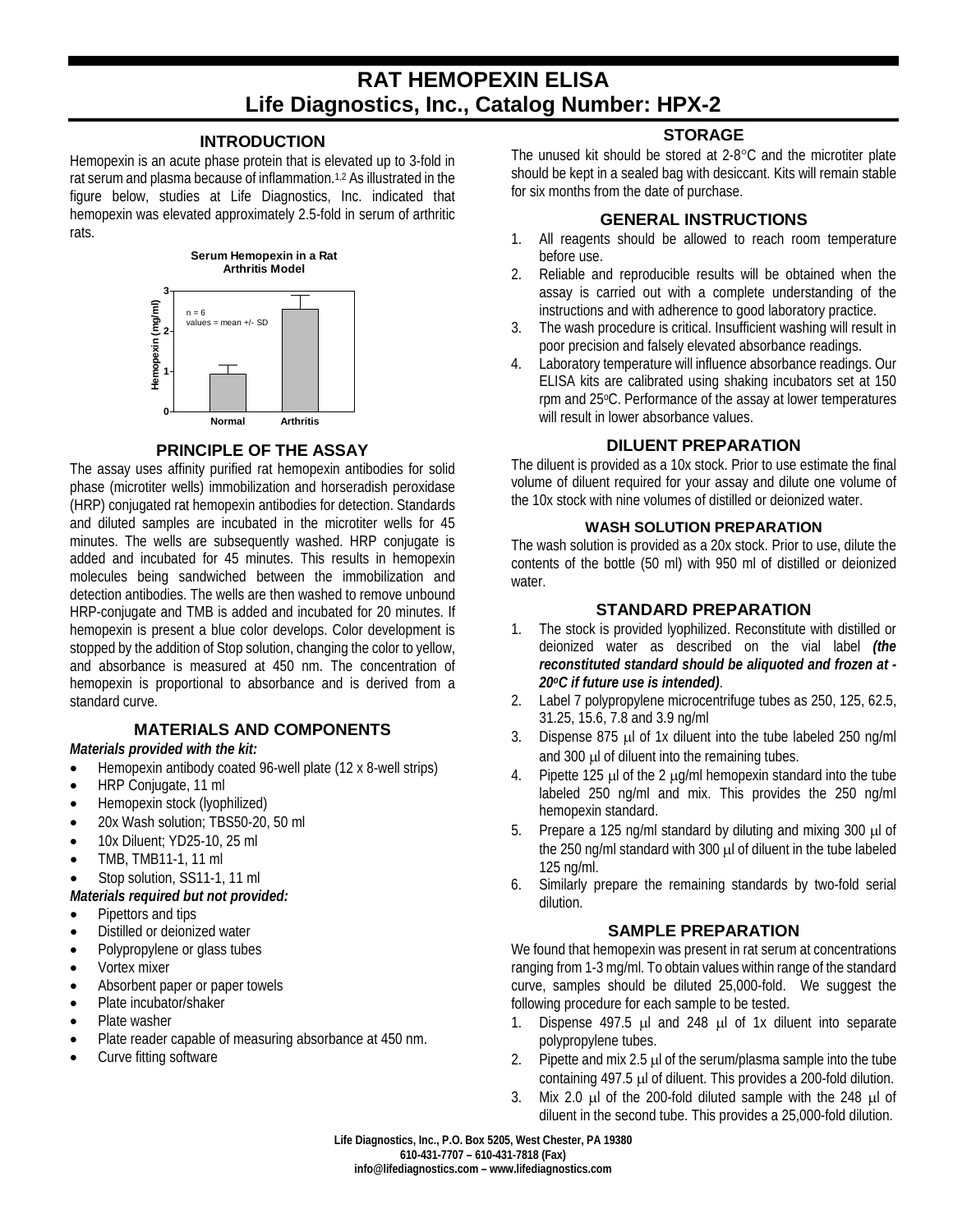# RAT HEMOPEXIN ELISA
# Life Diagnostics, Inc., Catalog Number: HPX-2

## INTRODUCTION

Hemopexin is an acute phase protein that is elevated up to 3-fold in rat serum and plasma because of inflammation.[1,2] As illustrated in the figure below, studies at Life Diagnostics, Inc. indicated that hemopexin was elevated approximately 2.5-fold in serum of arthritic rats.

**Serum Hemopexin in a Rat Arthritis Model**

n = 6
values = mean +/- SD

| | Hemopexin (mg/ml) |
|---|---|
| Normal | ~0.95 |
| Arthritis | ~2.5 |

## PRINCIPLE OF THE ASSAY

The assay uses affinity purified rat hemopexin antibodies for solid phase (microtiter wells) immobilization and horseradish peroxidase (HRP) conjugated rat hemopexin antibodies for detection. Standards and diluted samples are incubated in the microtiter wells for 45 minutes. The wells are subsequently washed. HRP conjugate is added and incubated for 45 minutes. This results in hemopexin molecules being sandwiched between the immobilization and detection antibodies. The wells are then washed to remove unbound HRP-conjugate and TMB is added and incubated for 20 minutes. If hemopexin is present a blue color develops. Color development is stopped by the addition of Stop solution, changing the color to yellow, and absorbance is measured at 450 nm. The concentration of hemopexin is proportional to absorbance and is derived from a standard curve.

## MATERIALS AND COMPONENTS

***Materials provided with the kit:***

- Hemopexin antibody coated 96-well plate (12 x 8-well strips)
- HRP Conjugate, 11 ml
- Hemopexin stock (lyophilized)
- 20x Wash solution; TBS50-20, 50 ml
- 10x Diluent; YD25-10, 25 ml
- TMB, TMB11-1, 11 ml
- Stop solution, SS11-1, 11 ml

***Materials required but not provided:***

- Pipettors and tips
- Distilled or deionized water
- Polypropylene or glass tubes
- Vortex mixer
- Absorbent paper or paper towels
- Plate incubator/shaker
- Plate washer
- Plate reader capable of measuring absorbance at 450 nm.
- Curve fitting software

## STORAGE

The unused kit should be stored at 2-8°C and the microtiter plate should be kept in a sealed bag with desiccant. Kits will remain stable for six months from the date of purchase.

## GENERAL INSTRUCTIONS

1. All reagents should be allowed to reach room temperature before use.
2. Reliable and reproducible results will be obtained when the assay is carried out with a complete understanding of the instructions and with adherence to good laboratory practice.
3. The wash procedure is critical. Insufficient washing will result in poor precision and falsely elevated absorbance readings.
4. Laboratory temperature will influence absorbance readings. Our ELISA kits are calibrated using shaking incubators set at 150 rpm and 25°C. Performance of the assay at lower temperatures will result in lower absorbance values.

## DILUENT PREPARATION

The diluent is provided as a 10x stock. Prior to use estimate the final volume of diluent required for your assay and dilute one volume of the 10x stock with nine volumes of distilled or deionized water.

### WASH SOLUTION PREPARATION

The wash solution is provided as a 20x stock. Prior to use, dilute the contents of the bottle (50 ml) with 950 ml of distilled or deionized water.

## STANDARD PREPARATION

1. The stock is provided lyophilized. Reconstitute with distilled or deionized water as described on the vial label ***(the reconstituted standard should be aliquoted and frozen at -20°C if future use is intended)***.
2. Label 7 polypropylene microcentrifuge tubes as 250, 125, 62.5, 31.25, 15.6, 7.8 and 3.9 ng/ml
3. Dispense 875 µl of 1x diluent into the tube labeled 250 ng/ml and 300 µl of diluent into the remaining tubes.
4. Pipette 125 µl of the 2 µg/ml hemopexin standard into the tube labeled 250 ng/ml and mix. This provides the 250 ng/ml hemopexin standard.
5. Prepare a 125 ng/ml standard by diluting and mixing 300 µl of the 250 ng/ml standard with 300 µl of diluent in the tube labeled 125 ng/ml.
6. Similarly prepare the remaining standards by two-fold serial dilution.

## SAMPLE PREPARATION

We found that hemopexin was present in rat serum at concentrations ranging from 1-3 mg/ml. To obtain values within range of the standard curve, samples should be diluted 25,000-fold. We suggest the following procedure for each sample to be tested.

1. Dispense 497.5 µl and 248 µl of 1x diluent into separate polypropylene tubes.
2. Pipette and mix 2.5 µl of the serum/plasma sample into the tube containing 497.5 µl of diluent. This provides a 200-fold dilution.
3. Mix 2.0 µl of the 200-fold diluted sample with the 248 µl of diluent in the second tube. This provides a 25,000-fold dilution.

Life Diagnostics, Inc., P.O. Box 5205, West Chester, PA 19380
610-431-7707 – 610-431-7818 (Fax)
info@lifediagnostics.com – www.lifediagnostics.com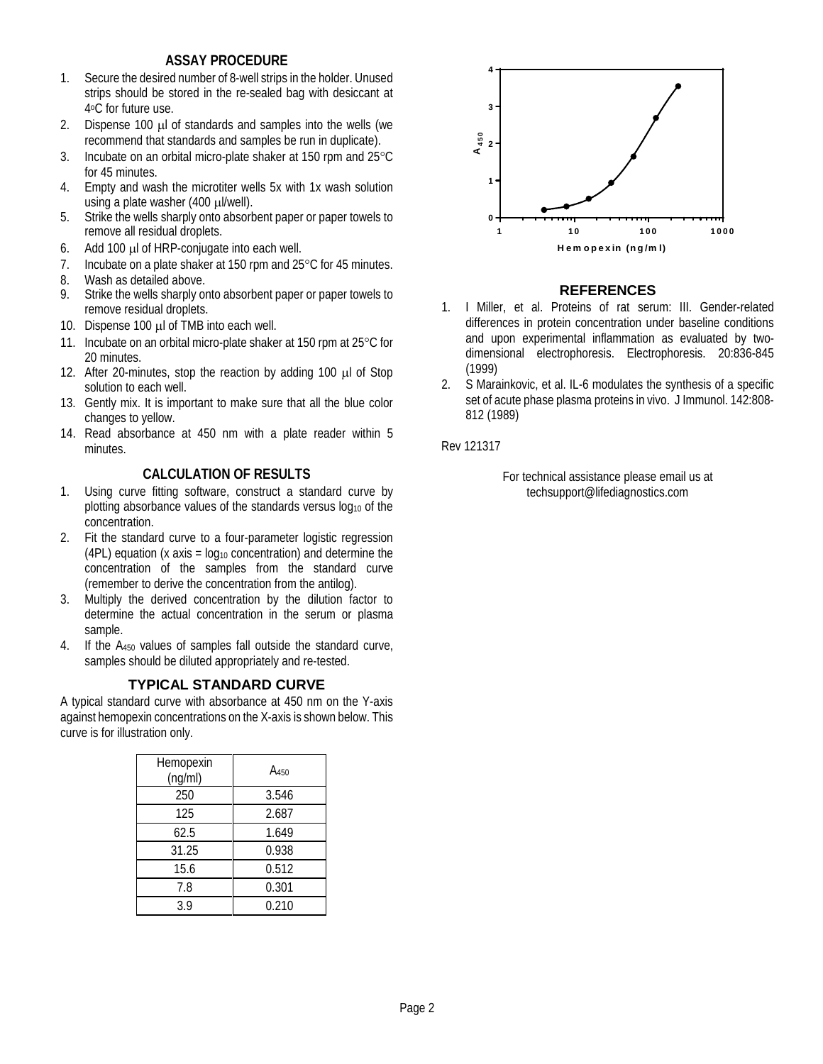## ASSAY PROCEDURE

1. Secure the desired number of 8-well strips in the holder. Unused strips should be stored in the re-sealed bag with desiccant at 4°C for future use.
2. Dispense 100 μl of standards and samples into the wells (we recommend that standards and samples be run in duplicate).
3. Incubate on an orbital micro-plate shaker at 150 rpm and 25°C for 45 minutes.
4. Empty and wash the microtiter wells 5x with 1x wash solution using a plate washer (400 μl/well).
5. Strike the wells sharply onto absorbent paper or paper towels to remove all residual droplets.
6. Add 100 μl of HRP-conjugate into each well.
7. Incubate on a plate shaker at 150 rpm and 25°C for 45 minutes.
8. Wash as detailed above.
9. Strike the wells sharply onto absorbent paper or paper towels to remove residual droplets.
10. Dispense 100 μl of TMB into each well.
11. Incubate on an orbital micro-plate shaker at 150 rpm at 25°C for 20 minutes.
12. After 20-minutes, stop the reaction by adding 100 μl of Stop solution to each well.
13. Gently mix. It is important to make sure that all the blue color changes to yellow.
14. Read absorbance at 450 nm with a plate reader within 5 minutes.

## CALCULATION OF RESULTS

1. Using curve fitting software, construct a standard curve by plotting absorbance values of the standards versus $\log_{10}$ of the concentration.
2. Fit the standard curve to a four-parameter logistic regression (4PL) equation (x axis = $\log_{10}$ concentration) and determine the concentration of the samples from the standard curve (remember to derive the concentration from the antilog).
3. Multiply the derived concentration by the dilution factor to determine the actual concentration in the serum or plasma sample.
4. If the $A_{450}$ values of samples fall outside the standard curve, samples should be diluted appropriately and re-tested.

## TYPICAL STANDARD CURVE

A typical standard curve with absorbance at 450 nm on the Y-axis against hemopexin concentrations on the X-axis is shown below. This curve is for illustration only.

| Hemopexin (ng/ml) | $A_{450}$ |
|---|---|
| 250 | 3.546 |
| 125 | 2.687 |
| 62.5 | 1.649 |
| 31.25 | 0.938 |
| 15.6 | 0.512 |
| 7.8 | 0.301 |
| 3.9 | 0.210 |

$A_{450}$

0
1
2
3
4

1
10
100
1000

Hemopexin (ng/ml)

## REFERENCES

1. I Miller, et al. Proteins of rat serum: III. Gender-related differences in protein concentration under baseline conditions and upon experimental inflammation as evaluated by two-dimensional electrophoresis. Electrophoresis. 20:836-845 (1999)
2. S Marainkovic, et al. IL-6 modulates the synthesis of a specific set of acute phase plasma proteins in vivo. J Immunol. 142:808-812 (1989)

Rev 121317

For technical assistance please email us at techsupport@lifediagnostics.com